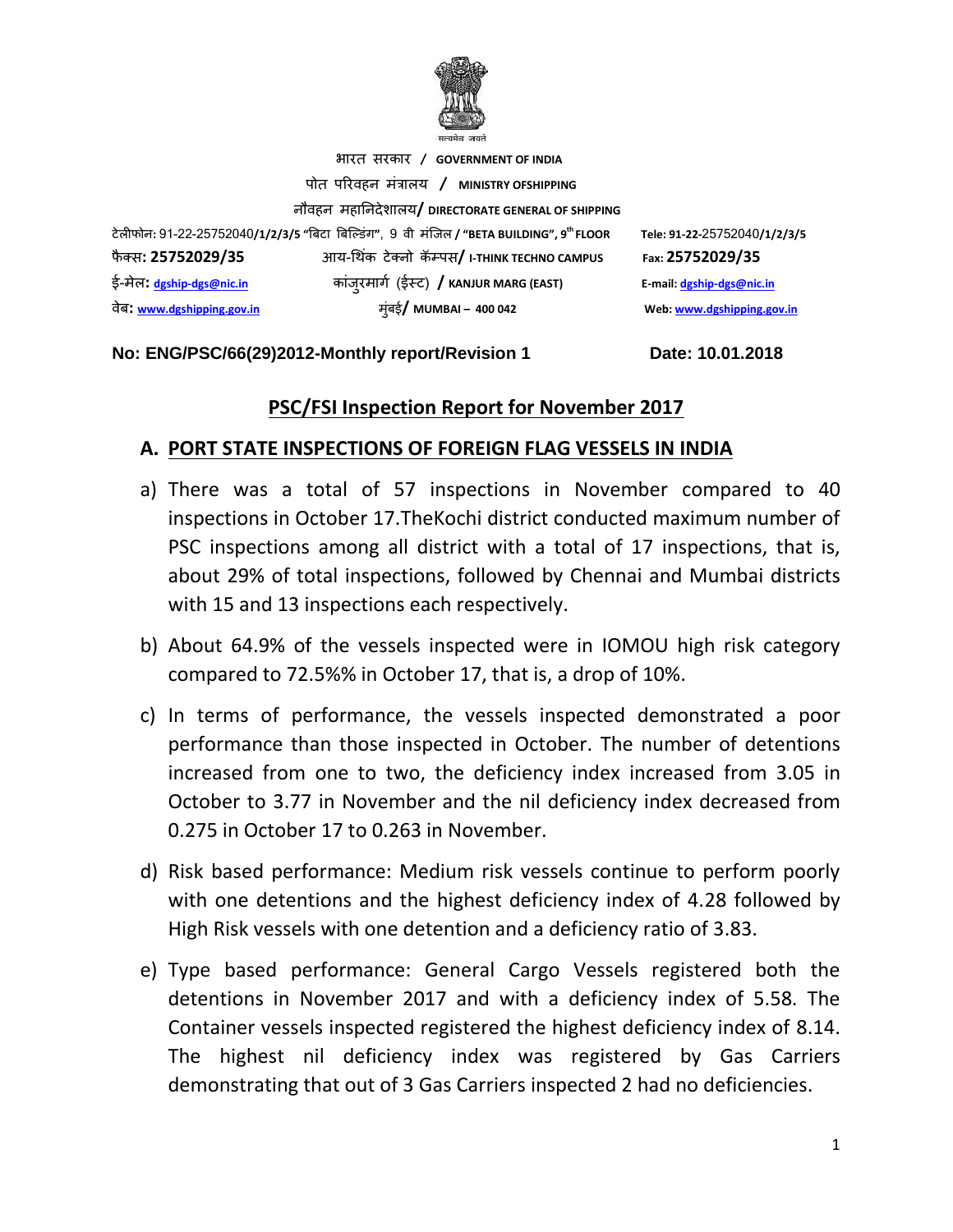सत्यमेव जयते

भारत सरकार / GOVERNMENT OF INDIA

पोत परिवहन मंत्रालय / MINISTRY OFSHIPPING

नौवहन महानिदेशालय/ DIRECTORATE GENERAL OF SHIPPING

टेलीफोन: 91-22-25752040/1/2/3/5 "बिटा बिल्डिंग", 9 वी मंजिल / "BETA BUILDING", 9th FLOOR Tele: 91-22-25752040/1/2/3/5

फैक्स: 25752029/35 आय-थिंक टेक्नो कॅम्पस/ I-THINK TECHNO CAMPUS Fax: 25752029/35

ई-मेल: dgship-dgs@nic.in कांजुरमार्ग (ईस्ट) / KANJUR MARG (EAST) E-mail: dgship-dgs@nic.in

वेब: www.dgshipping.gov.in मुंबई/ MUMBAI – 400 042 Web: www.dgshipping.gov.in

**No: ENG/PSC/66(29)2012-Monthly report/Revision 1** **Date: 10.01.2018**

## PSC/FSI Inspection Report for November 2017

### A. PORT STATE INSPECTIONS OF FOREIGN FLAG VESSELS IN INDIA

a) There was a total of 57 inspections in November compared to 40 inspections in October 17.TheKochi district conducted maximum number of PSC inspections among all district with a total of 17 inspections, that is, about 29% of total inspections, followed by Chennai and Mumbai districts with 15 and 13 inspections each respectively.

b) About 64.9% of the vessels inspected were in IOMOU high risk category compared to 72.5%% in October 17, that is, a drop of 10%.

c) In terms of performance, the vessels inspected demonstrated a poor performance than those inspected in October. The number of detentions increased from one to two, the deficiency index increased from 3.05 in October to 3.77 in November and the nil deficiency index decreased from 0.275 in October 17 to 0.263 in November.

d) Risk based performance: Medium risk vessels continue to perform poorly with one detentions and the highest deficiency index of 4.28 followed by High Risk vessels with one detention and a deficiency ratio of 3.83.

e) Type based performance: General Cargo Vessels registered both the detentions in November 2017 and with a deficiency index of 5.58. The Container vessels inspected registered the highest deficiency index of 8.14. The highest nil deficiency index was registered by Gas Carriers demonstrating that out of 3 Gas Carriers inspected 2 had no deficiencies.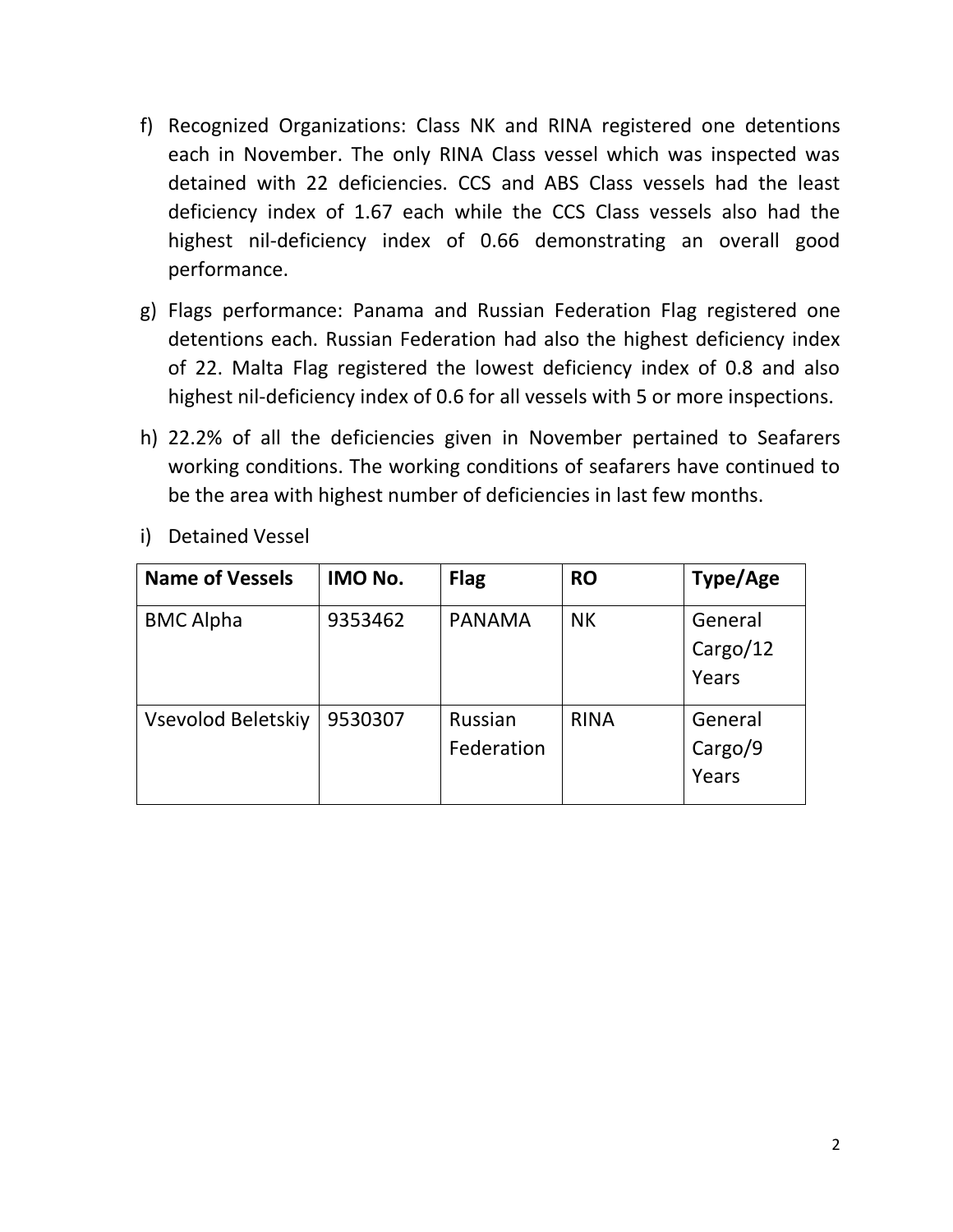f) Recognized Organizations: Class NK and RINA registered one detentions each in November. The only RINA Class vessel which was inspected was detained with 22 deficiencies. CCS and ABS Class vessels had the least deficiency index of 1.67 each while the CCS Class vessels also had the highest nil-deficiency index of 0.66 demonstrating an overall good performance.

g) Flags performance: Panama and Russian Federation Flag registered one detentions each. Russian Federation had also the highest deficiency index of 22. Malta Flag registered the lowest deficiency index of 0.8 and also highest nil-deficiency index of 0.6 for all vessels with 5 or more inspections.

h) 22.2% of all the deficiencies given in November pertained to Seafarers working conditions. The working conditions of seafarers have continued to be the area with highest number of deficiencies in last few months.

i) Detained Vessel

| **Name of Vessels** | **IMO No.** | **Flag** | **RO** | **Type/Age** |
| --- | --- | --- | --- | --- |
| BMC Alpha | 9353462 | PANAMA | NK | General Cargo/12 Years |
| Vsevolod Beletskiy | 9530307 | Russian Federation | RINA | General Cargo/9 Years |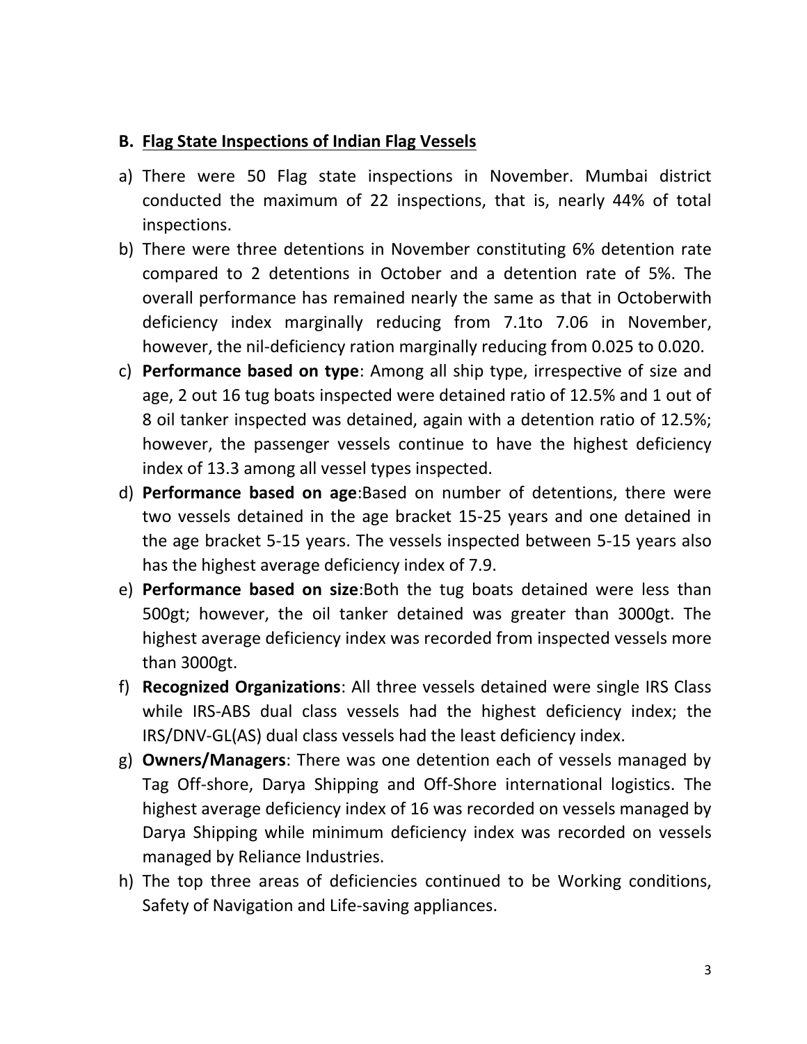## B. Flag State Inspections of Indian Flag Vessels

a) There were 50 Flag state inspections in November. Mumbai district conducted the maximum of 22 inspections, that is, nearly 44% of total inspections.

b) There were three detentions in November constituting 6% detention rate compared to 2 detentions in October and a detention rate of 5%. The overall performance has remained nearly the same as that in Octoberwith deficiency index marginally reducing from 7.1to 7.06 in November, however, the nil-deficiency ration marginally reducing from 0.025 to 0.020.

c) **Performance based on type**: Among all ship type, irrespective of size and age, 2 out 16 tug boats inspected were detained ratio of 12.5% and 1 out of 8 oil tanker inspected was detained, again with a detention ratio of 12.5%; however, the passenger vessels continue to have the highest deficiency index of 13.3 among all vessel types inspected.

d) **Performance based on age**:Based on number of detentions, there were two vessels detained in the age bracket 15-25 years and one detained in the age bracket 5-15 years. The vessels inspected between 5-15 years also has the highest average deficiency index of 7.9.

e) **Performance based on size**:Both the tug boats detained were less than 500gt; however, the oil tanker detained was greater than 3000gt. The highest average deficiency index was recorded from inspected vessels more than 3000gt.

f) **Recognized Organizations**: All three vessels detained were single IRS Class while IRS-ABS dual class vessels had the highest deficiency index; the IRS/DNV-GL(AS) dual class vessels had the least deficiency index.

g) **Owners/Managers**: There was one detention each of vessels managed by Tag Off-shore, Darya Shipping and Off-Shore international logistics. The highest average deficiency index of 16 was recorded on vessels managed by Darya Shipping while minimum deficiency index was recorded on vessels managed by Reliance Industries.

h) The top three areas of deficiencies continued to be Working conditions, Safety of Navigation and Life-saving appliances.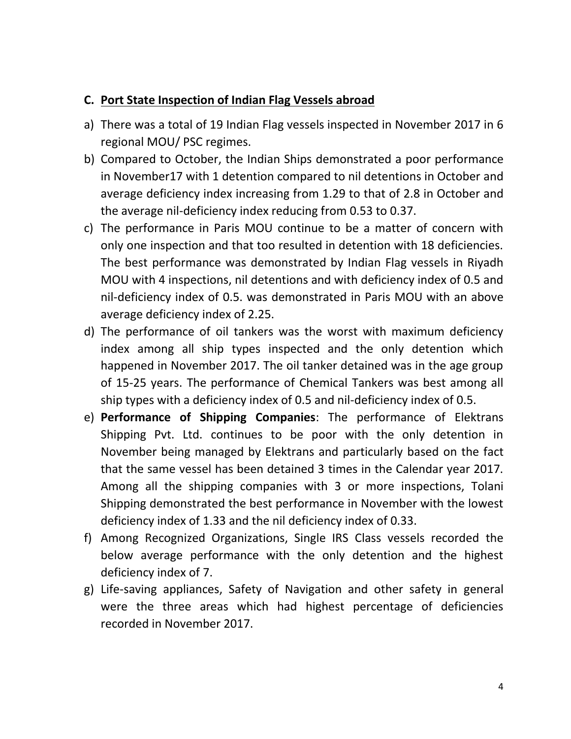### C. Port State Inspection of Indian Flag Vessels abroad

a) There was a total of 19 Indian Flag vessels inspected in November 2017 in 6 regional MOU/ PSC regimes.

b) Compared to October, the Indian Ships demonstrated a poor performance in November17 with 1 detention compared to nil detentions in October and average deficiency index increasing from 1.29 to that of 2.8 in October and the average nil-deficiency index reducing from 0.53 to 0.37.

c) The performance in Paris MOU continue to be a matter of concern with only one inspection and that too resulted in detention with 18 deficiencies. The best performance was demonstrated by Indian Flag vessels in Riyadh MOU with 4 inspections, nil detentions and with deficiency index of 0.5 and nil-deficiency index of 0.5. was demonstrated in Paris MOU with an above average deficiency index of 2.25.

d) The performance of oil tankers was the worst with maximum deficiency index among all ship types inspected and the only detention which happened in November 2017. The oil tanker detained was in the age group of 15-25 years. The performance of Chemical Tankers was best among all ship types with a deficiency index of 0.5 and nil-deficiency index of 0.5.

e) **Performance of Shipping Companies**: The performance of Elektrans Shipping Pvt. Ltd. continues to be poor with the only detention in November being managed by Elektrans and particularly based on the fact that the same vessel has been detained 3 times in the Calendar year 2017. Among all the shipping companies with 3 or more inspections, Tolani Shipping demonstrated the best performance in November with the lowest deficiency index of 1.33 and the nil deficiency index of 0.33.

f) Among Recognized Organizations, Single IRS Class vessels recorded the below average performance with the only detention and the highest deficiency index of 7.

g) Life-saving appliances, Safety of Navigation and other safety in general were the three areas which had highest percentage of deficiencies recorded in November 2017.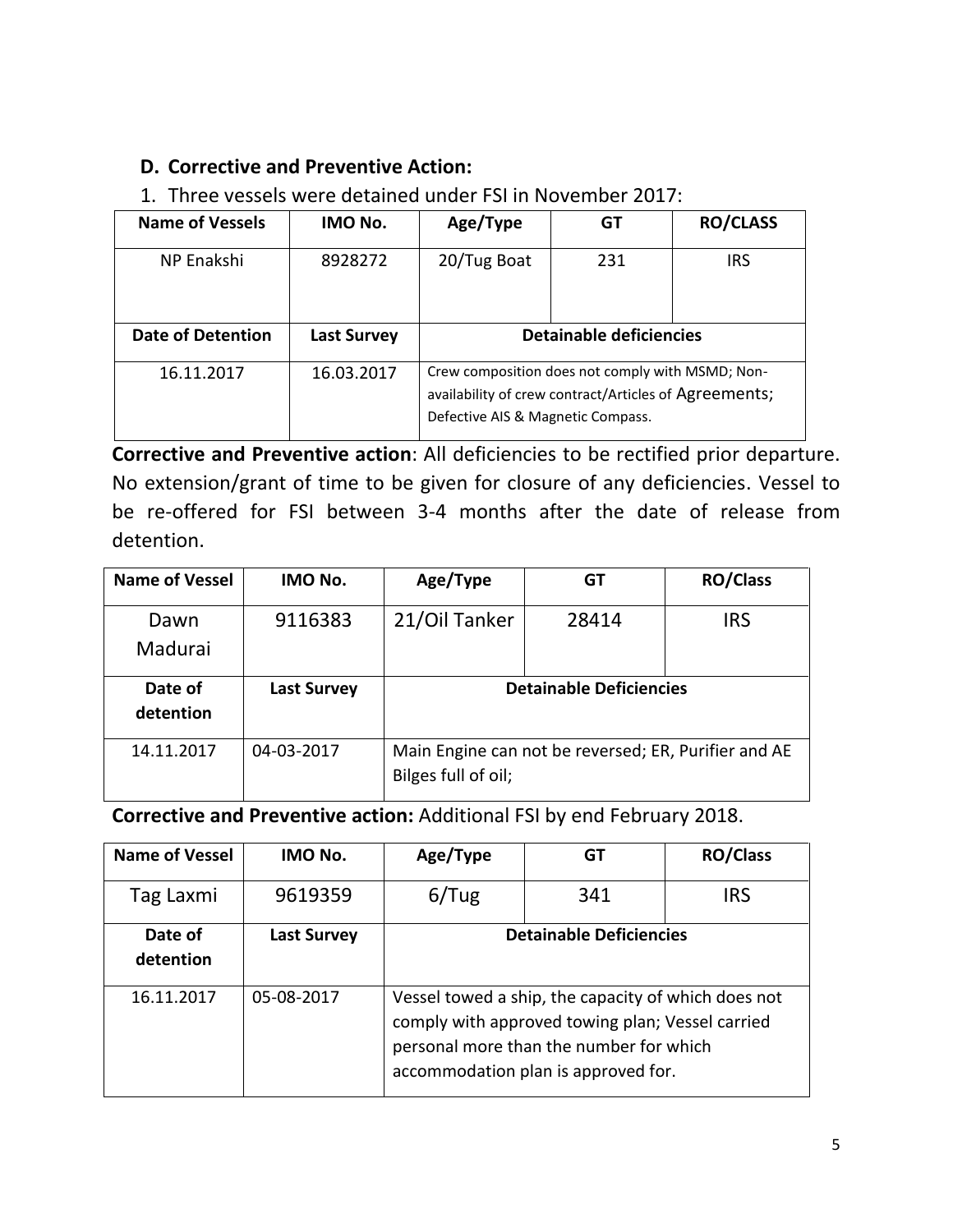### D. Corrective and Preventive Action:

1. Three vessels were detained under FSI in November 2017:

| Name of Vessels | IMO No. | Age/Type | GT | RO/CLASS |
|---|---|---|---|---|
| NP Enakshi | 8928272 | 20/Tug Boat | 231 | IRS |
| **Date of Detention** | **Last Survey** | **Detainable deficiencies** | | |
| 16.11.2017 | 16.03.2017 | Crew composition does not comply with MSMD; Non-availability of crew contract/Articles of Agreements; Defective AIS & Magnetic Compass. | | |

**Corrective and Preventive action**: All deficiencies to be rectified prior departure. No extension/grant of time to be given for closure of any deficiencies. Vessel to be re-offered for FSI between 3-4 months after the date of release from detention.

| Name of Vessel | IMO No. | Age/Type | GT | RO/Class |
|---|---|---|---|---|
| Dawn Madurai | 9116383 | 21/Oil Tanker | 28414 | IRS |
| **Date of detention** | **Last Survey** | **Detainable Deficiencies** | | |
| 14.11.2017 | 04-03-2017 | Main Engine can not be reversed; ER, Purifier and AE Bilges full of oil; | | |

**Corrective and Preventive action:** Additional FSI by end February 2018.

| Name of Vessel | IMO No. | Age/Type | GT | RO/Class |
|---|---|---|---|---|
| Tag Laxmi | 9619359 | 6/Tug | 341 | IRS |
| **Date of detention** | **Last Survey** | **Detainable Deficiencies** | | |
| 16.11.2017 | 05-08-2017 | Vessel towed a ship, the capacity of which does not comply with approved towing plan; Vessel carried personal more than the number for which accommodation plan is approved for. | | |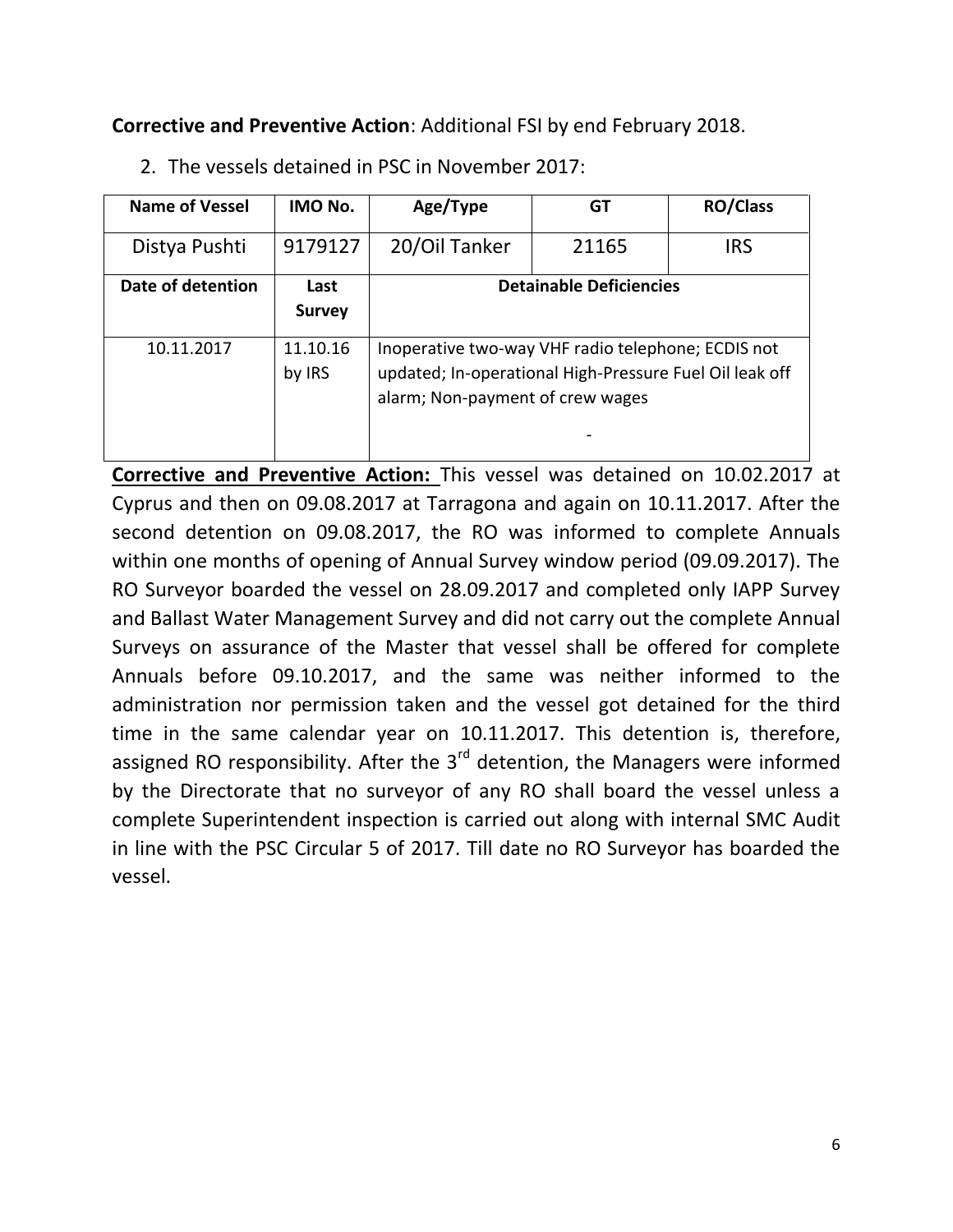**Corrective and Preventive Action**: Additional FSI by end February 2018.

2. The vessels detained in PSC in November 2017:

| Name of Vessel | IMO No. | Age/Type | GT | RO/Class |
|---|---|---|---|---|
| Distya Pushti | 9179127 | 20/Oil Tanker | 21165 | IRS |
| **Date of detention** | **Last Survey** | **Detainable Deficiencies** | | |
| 10.11.2017 | 11.10.16 by IRS | Inoperative two-way VHF radio telephone; ECDIS not updated; In-operational High-Pressure Fuel Oil leak off alarm; Non-payment of crew wages<br>- | | |

**Corrective and Preventive Action:** This vessel was detained on 10.02.2017 at Cyprus and then on 09.08.2017 at Tarragona and again on 10.11.2017. After the second detention on 09.08.2017, the RO was informed to complete Annuals within one months of opening of Annual Survey window period (09.09.2017). The RO Surveyor boarded the vessel on 28.09.2017 and completed only IAPP Survey and Ballast Water Management Survey and did not carry out the complete Annual Surveys on assurance of the Master that vessel shall be offered for complete Annuals before 09.10.2017, and the same was neither informed to the administration nor permission taken and the vessel got detained for the third time in the same calendar year on 10.11.2017. This detention is, therefore, assigned RO responsibility. After the 3rd detention, the Managers were informed by the Directorate that no surveyor of any RO shall board the vessel unless a complete Superintendent inspection is carried out along with internal SMC Audit in line with the PSC Circular 5 of 2017. Till date no RO Surveyor has boarded the vessel.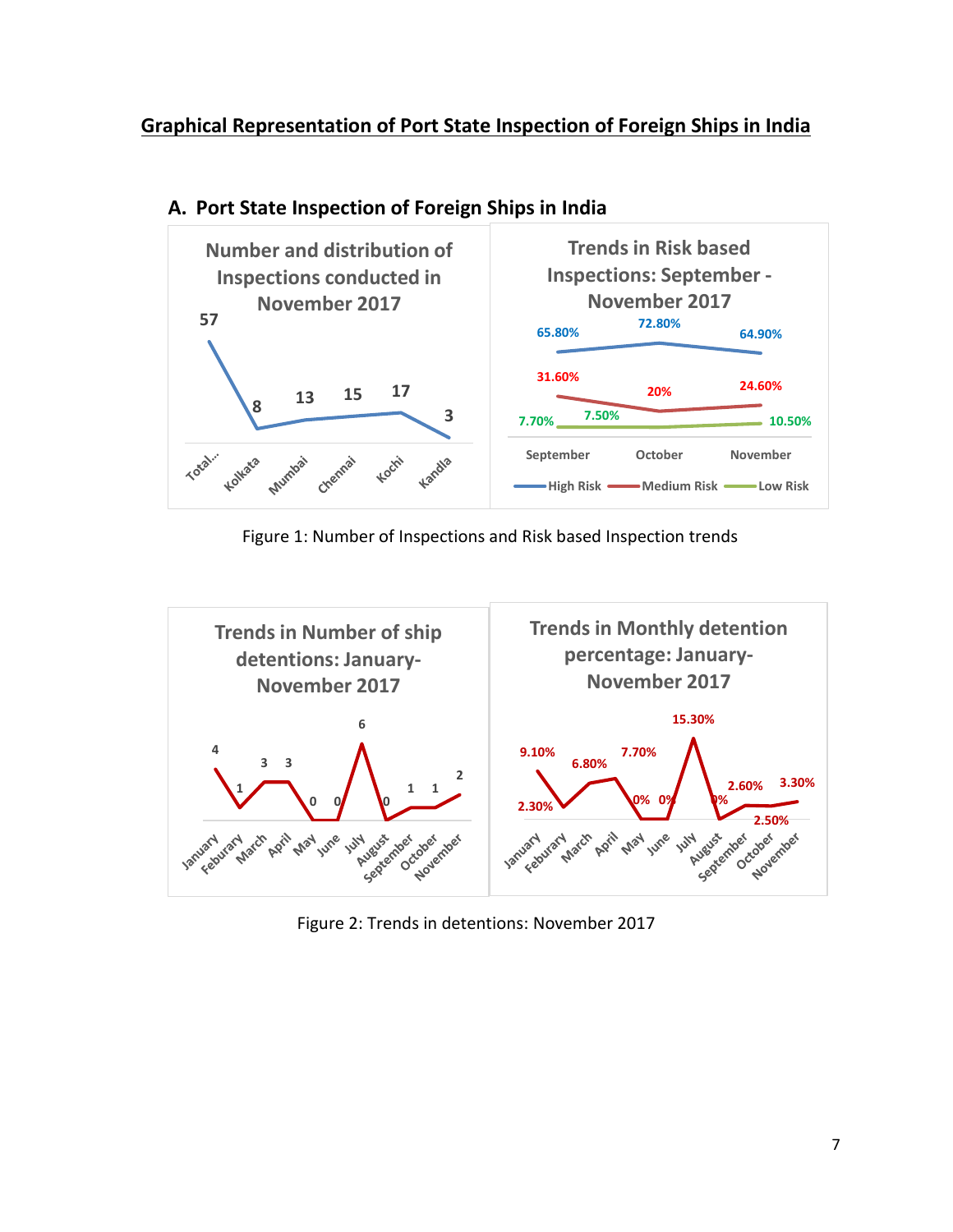## Graphical Representation of Port State Inspection of Foreign Ships in India

### A. Port State Inspection of Foreign Ships in India

Number and distribution of Inspections conducted in November 2017

57
8
13
15
17
3

Total...
Kolkata
Mumbai
Chennai
Kochi
Kandla

Trends in Risk based Inspections: September - November 2017

65.80%
72.80%
64.90%
31.60%
20%
24.60%
7.70%
7.50%
10.50%

September
October
November

High Risk
Medium Risk
Low Risk

Figure 1: Number of Inspections and Risk based Inspection trends

Trends in Number of ship detentions: January-November 2017

4
1
3
3
0
0
6
0
1
1
2

January
Feburary
March
April
May
June
July
August
September
October
November

Trends in Monthly detention percentage: January-November 2017

9.10%
2.30%
6.80%
7.70%
0%
0%
15.30%
0%
2.60%
2.50%
3.30%

January
Feburary
March
April
May
June
July
August
September
October
November

Figure 2: Trends in detentions: November 2017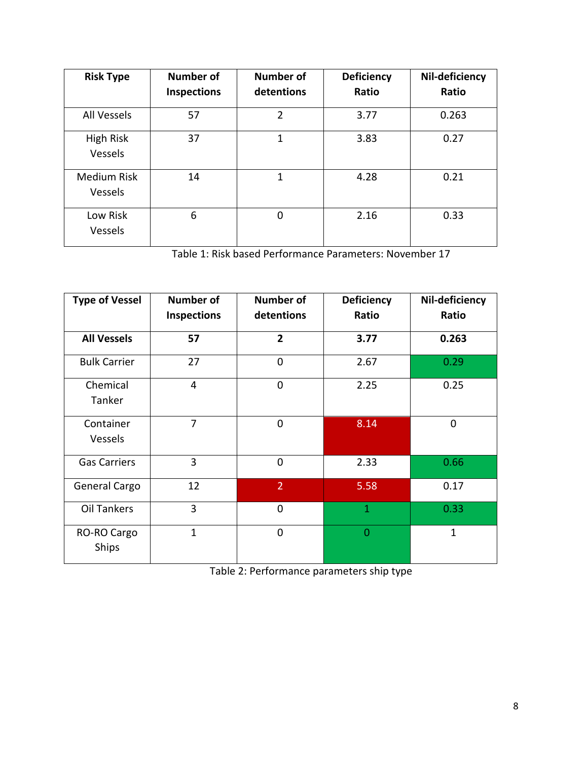| Risk Type | Number of Inspections | Number of detentions | Deficiency Ratio | Nil-deficiency Ratio |
|---|---|---|---|---|
| All Vessels | 57 | 2 | 3.77 | 0.263 |
| High Risk Vessels | 37 | 1 | 3.83 | 0.27 |
| Medium Risk Vessels | 14 | 1 | 4.28 | 0.21 |
| Low Risk Vessels | 6 | 0 | 2.16 | 0.33 |

Table 1: Risk based Performance Parameters: November 17

| Type of Vessel | Number of Inspections | Number of detentions | Deficiency Ratio | Nil-deficiency Ratio |
|---|---|---|---|---|
| **All Vessels** | **57** | **2** | **3.77** | **0.263** |
| Bulk Carrier | 27 | 0 | 2.67 | 0.29 |
| Chemical Tanker | 4 | 0 | 2.25 | 0.25 |
| Container Vessels | 7 | 0 | 8.14 | 0 |
| Gas Carriers | 3 | 0 | 2.33 | 0.66 |
| General Cargo | 12 | 2 | 5.58 | 0.17 |
| Oil Tankers | 3 | 0 | 1 | 0.33 |
| RO-RO Cargo Ships | 1 | 0 | 0 | 1 |

Table 2: Performance parameters ship type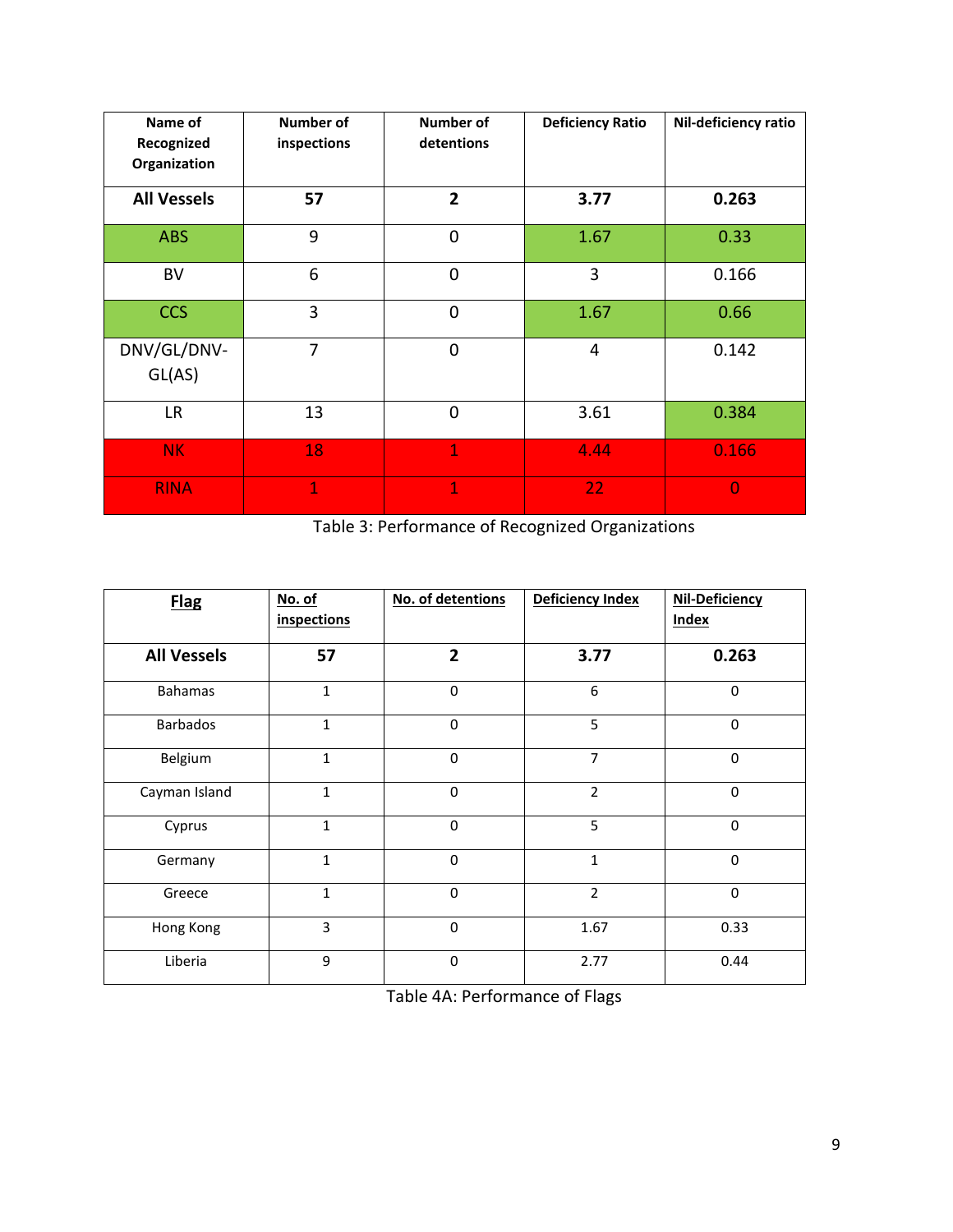| Name of Recognized Organization | Number of inspections | Number of detentions | Deficiency Ratio | Nil-deficiency ratio |
|---|---|---|---|---|
| **All Vessels** | **57** | **2** | **3.77** | **0.263** |
| ABS | 9 | 0 | 1.67 | 0.33 |
| BV | 6 | 0 | 3 | 0.166 |
| CCS | 3 | 0 | 1.67 | 0.66 |
| DNV/GL/DNV-GL(AS) | 7 | 0 | 4 | 0.142 |
| LR | 13 | 0 | 3.61 | 0.384 |
| NK | 18 | 1 | 4.44 | 0.166 |
| RINA | 1 | 1 | 22 | 0 |

Table 3: Performance of Recognized Organizations

| Flag | No. of inspections | No. of detentions | Deficiency Index | Nil-Deficiency Index |
|---|---|---|---|---|
| **All Vessels** | **57** | **2** | **3.77** | **0.263** |
| Bahamas | 1 | 0 | 6 | 0 |
| Barbados | 1 | 0 | 5 | 0 |
| Belgium | 1 | 0 | 7 | 0 |
| Cayman Island | 1 | 0 | 2 | 0 |
| Cyprus | 1 | 0 | 5 | 0 |
| Germany | 1 | 0 | 1 | 0 |
| Greece | 1 | 0 | 2 | 0 |
| Hong Kong | 3 | 0 | 1.67 | 0.33 |
| Liberia | 9 | 0 | 2.77 | 0.44 |

Table 4A: Performance of Flags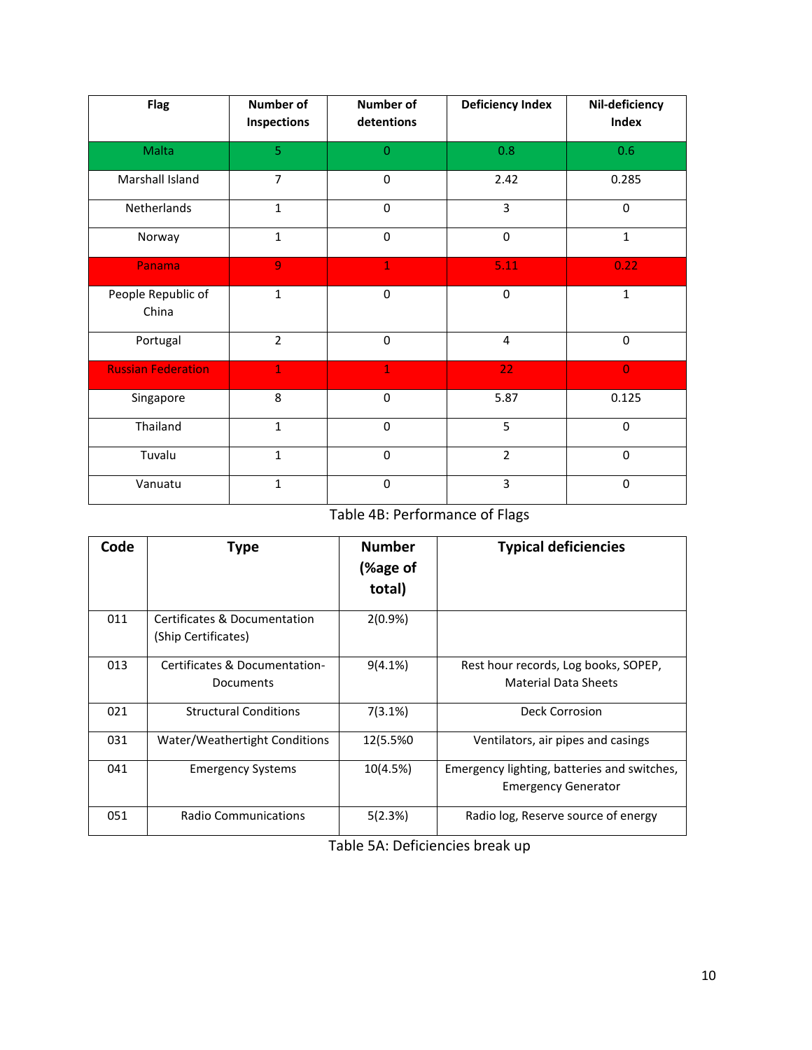| Flag | Number of Inspections | Number of detentions | Deficiency Index | Nil-deficiency Index |
|---|---|---|---|---|
| Malta | 5 | 0 | 0.8 | 0.6 |
| Marshall Island | 7 | 0 | 2.42 | 0.285 |
| Netherlands | 1 | 0 | 3 | 0 |
| Norway | 1 | 0 | 0 | 1 |
| Panama | 9 | 1 | 5.11 | 0.22 |
| People Republic of China | 1 | 0 | 0 | 1 |
| Portugal | 2 | 0 | 4 | 0 |
| Russian Federation | 1 | 1 | 22 | 0 |
| Singapore | 8 | 0 | 5.87 | 0.125 |
| Thailand | 1 | 0 | 5 | 0 |
| Tuvalu | 1 | 0 | 2 | 0 |
| Vanuatu | 1 | 0 | 3 | 0 |

Table 4B: Performance of Flags

| Code | Type | Number (%age of total) | Typical deficiencies |
|---|---|---|---|
| 011 | Certificates & Documentation (Ship Certificates) | 2(0.9%) | |
| 013 | Certificates & Documentation-Documents | 9(4.1%) | Rest hour records, Log books, SOPEP, Material Data Sheets |
| 021 | Structural Conditions | 7(3.1%) | Deck Corrosion |
| 031 | Water/Weathertight Conditions | 12(5.5%0 | Ventilators, air pipes and casings |
| 041 | Emergency Systems | 10(4.5%) | Emergency lighting, batteries and switches, Emergency Generator |
| 051 | Radio Communications | 5(2.3%) | Radio log, Reserve source of energy |

Table 5A: Deficiencies break up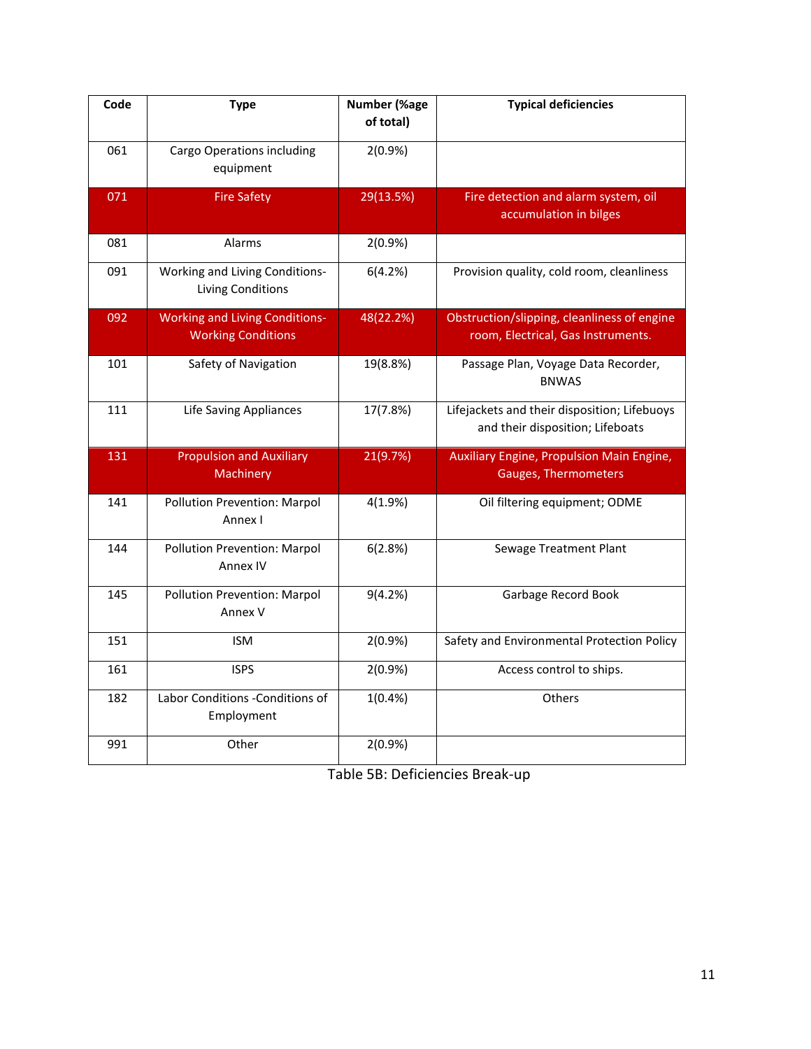| Code | Type | Number (%age of total) | Typical deficiencies |
|---|---|---|---|
| 061 | Cargo Operations including equipment | 2(0.9%) | |
| 071 | Fire Safety | 29(13.5%) | Fire detection and alarm system, oil accumulation in bilges |
| 081 | Alarms | 2(0.9%) | |
| 091 | Working and Living Conditions-Living Conditions | 6(4.2%) | Provision quality, cold room, cleanliness |
| 092 | Working and Living Conditions-Working Conditions | 48(22.2%) | Obstruction/slipping, cleanliness of engine room, Electrical, Gas Instruments. |
| 101 | Safety of Navigation | 19(8.8%) | Passage Plan, Voyage Data Recorder, BNWAS |
| 111 | Life Saving Appliances | 17(7.8%) | Lifejackets and their disposition; Lifebuoys and their disposition; Lifeboats |
| 131 | Propulsion and Auxiliary Machinery | 21(9.7%) | Auxiliary Engine, Propulsion Main Engine, Gauges, Thermometers |
| 141 | Pollution Prevention: Marpol Annex I | 4(1.9%) | Oil filtering equipment; ODME |
| 144 | Pollution Prevention: Marpol Annex IV | 6(2.8%) | Sewage Treatment Plant |
| 145 | Pollution Prevention: Marpol Annex V | 9(4.2%) | Garbage Record Book |
| 151 | ISM | 2(0.9%) | Safety and Environmental Protection Policy |
| 161 | ISPS | 2(0.9%) | Access control to ships. |
| 182 | Labor Conditions -Conditions of Employment | 1(0.4%) | Others |
| 991 | Other | 2(0.9%) | |

Table 5B: Deficiencies Break-up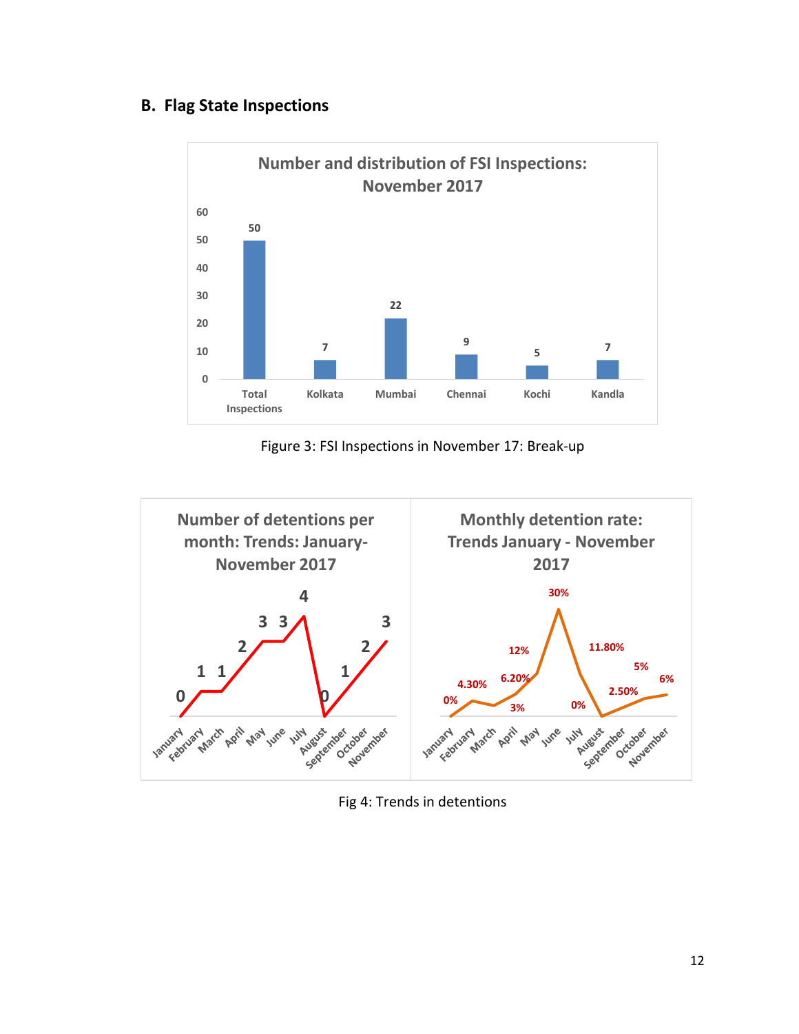## B. Flag State Inspections

Number and distribution of FSI Inspections: November 2017

60
50
40
30
20
10
0

50
7
22
9
5
7

Total Inspections
Kolkata
Mumbai
Chennai
Kochi
Kandla

Figure 3: FSI Inspections in November 17: Break-up

Number of detentions per month: Trends: January-November 2017

0
1
1
2
3
3
4
0
1
2
3

January
February
March
April
May
June
July
August
September
October
November

Monthly detention rate: Trends January - November 2017

0%
4.30%
3%
6.20%
12%
30%
0%
11.80%
2.50%
5%
6%

January
February
March
April
May
June
July
August
September
October
November

Fig 4: Trends in detentions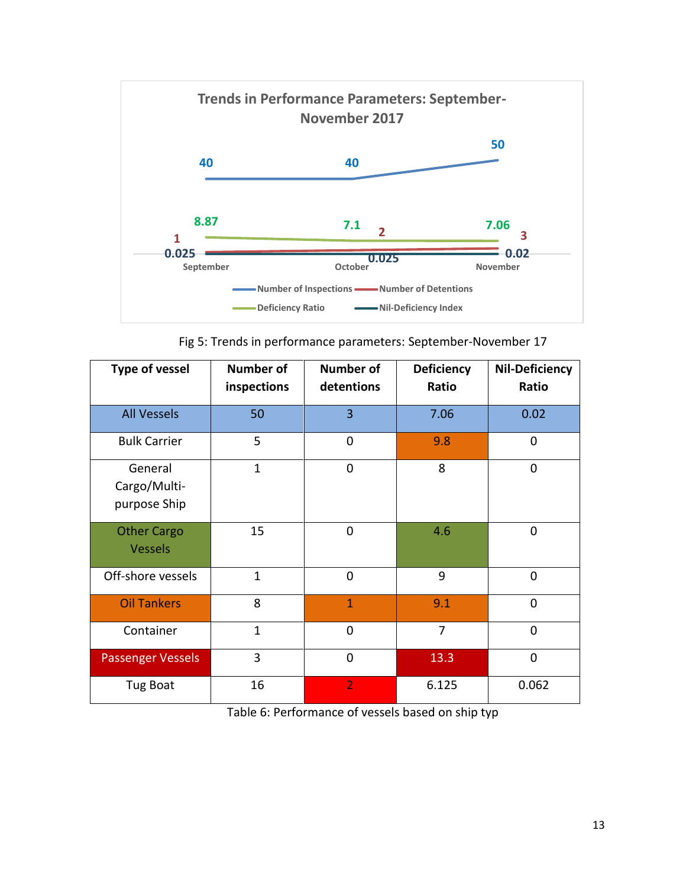Trends in Performance Parameters: September-November 2017

40

40

50

8.87

7.1

7.06

1

2

3

0.025

0.025

0.02

September

October

November

Number of Inspections

Number of Detentions

Deficiency Ratio

Nil-Deficiency Index

Fig 5: Trends in performance parameters: September-November 17

| Type of vessel | Number of inspections | Number of detentions | Deficiency Ratio | Nil-Deficiency Ratio |
|---|---|---|---|---|
| All Vessels | 50 | 3 | 7.06 | 0.02 |
| Bulk Carrier | 5 | 0 | 9.8 | 0 |
| General Cargo/Multi-purpose Ship | 1 | 0 | 8 | 0 |
| Other Cargo Vessels | 15 | 0 | 4.6 | 0 |
| Off-shore vessels | 1 | 0 | 9 | 0 |
| Oil Tankers | 8 | 1 | 9.1 | 0 |
| Container | 1 | 0 | 7 | 0 |
| Passenger Vessels | 3 | 0 | 13.3 | 0 |
| Tug Boat | 16 | 2 | 6.125 | 0.062 |

Table 6: Performance of vessels based on ship typ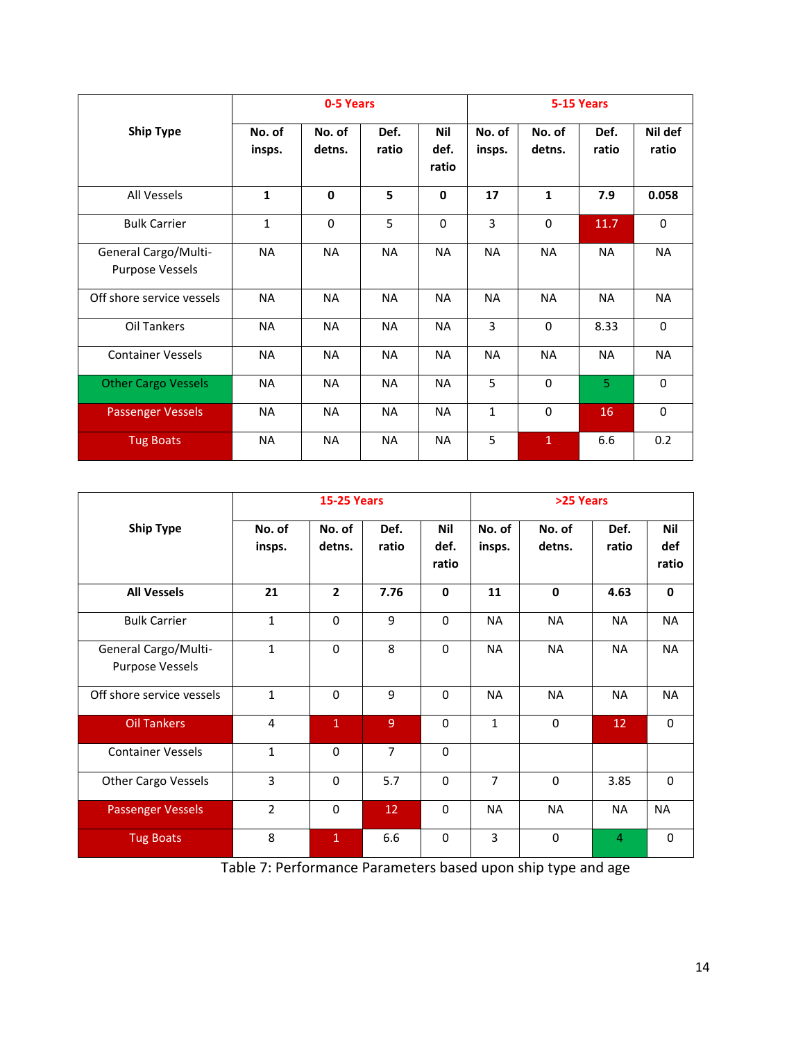| Ship Type | 0-5 Years | | | | 5-15 Years | | | |
|---|---|---|---|---|---|---|---|---|
| | No. of insps. | No. of detns. | Def. ratio | Nil def. ratio | No. of insps. | No. of detns. | Def. ratio | Nil def ratio |
| All Vessels | **1** | **0** | **5** | **0** | **17** | **1** | **7.9** | **0.058** |
| Bulk Carrier | 1 | 0 | 5 | 0 | 3 | 0 | 11.7 | 0 |
| General Cargo/Multi-Purpose Vessels | NA | NA | NA | NA | NA | NA | NA | NA |
| Off shore service vessels | NA | NA | NA | NA | NA | NA | NA | NA |
| Oil Tankers | NA | NA | NA | NA | 3 | 0 | 8.33 | 0 |
| Container Vessels | NA | NA | NA | NA | NA | NA | NA | NA |
| Other Cargo Vessels | NA | NA | NA | NA | 5 | 0 | 5 | 0 |
| Passenger Vessels | NA | NA | NA | NA | 1 | 0 | 16 | 0 |
| Tug Boats | NA | NA | NA | NA | 5 | 1 | 6.6 | 0.2 |

| Ship Type | 15-25 Years | | | | >25 Years | | | |
|---|---|---|---|---|---|---|---|---|
| | No. of insps. | No. of detns. | Def. ratio | Nil def. ratio | No. of insps. | No. of detns. | Def. ratio | Nil def ratio |
| **All Vessels** | **21** | **2** | **7.76** | **0** | **11** | **0** | **4.63** | **0** |
| Bulk Carrier | 1 | 0 | 9 | 0 | NA | NA | NA | NA |
| General Cargo/Multi-Purpose Vessels | 1 | 0 | 8 | 0 | NA | NA | NA | NA |
| Off shore service vessels | 1 | 0 | 9 | 0 | NA | NA | NA | NA |
| Oil Tankers | 4 | 1 | 9 | 0 | 1 | 0 | 12 | 0 |
| Container Vessels | 1 | 0 | 7 | 0 | | | | |
| Other Cargo Vessels | 3 | 0 | 5.7 | 0 | 7 | 0 | 3.85 | 0 |
| Passenger Vessels | 2 | 0 | 12 | 0 | NA | NA | NA | NA |
| Tug Boats | 8 | 1 | 6.6 | 0 | 3 | 0 | 4 | 0 |

Table 7: Performance Parameters based upon ship type and age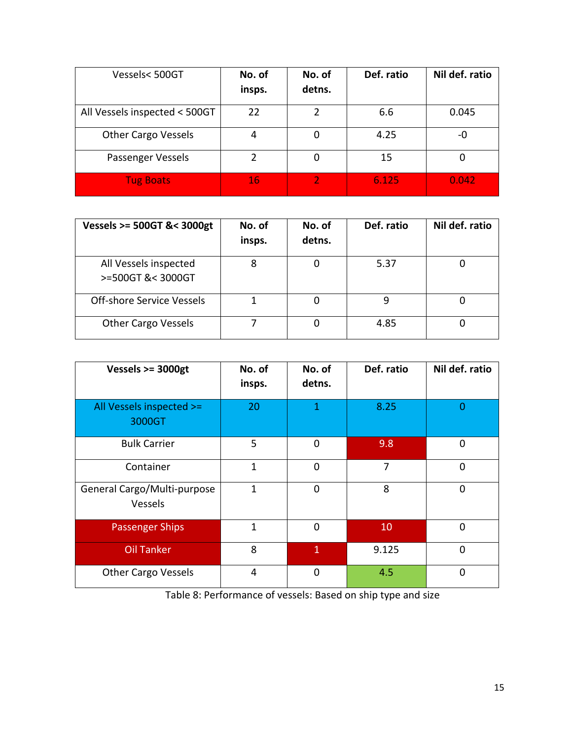| Vessels< 500GT | No. of insps. | No. of detns. | Def. ratio | Nil def. ratio |
|---|---|---|---|---|
| All Vessels inspected < 500GT | 22 | 2 | 6.6 | 0.045 |
| Other Cargo Vessels | 4 | 0 | 4.25 | -0 |
| Passenger Vessels | 2 | 0 | 15 | 0 |
| Tug Boats | 16 | 2 | 6.125 | 0.042 |

| **Vessels >= 500GT &< 3000gt** | **No. of insps.** | **No. of detns.** | **Def. ratio** | **Nil def. ratio** |
|---|---|---|---|---|
| All Vessels inspected >=500GT &< 3000GT | 8 | 0 | 5.37 | 0 |
| Off-shore Service Vessels | 1 | 0 | 9 | 0 |
| Other Cargo Vessels | 7 | 0 | 4.85 | 0 |

| **Vessels >= 3000gt** | **No. of insps.** | **No. of detns.** | **Def. ratio** | **Nil def. ratio** |
|---|---|---|---|---|
| All Vessels inspected >= 3000GT | 20 | 1 | 8.25 | 0 |
| Bulk Carrier | 5 | 0 | 9.8 | 0 |
| Container | 1 | 0 | 7 | 0 |
| General Cargo/Multi-purpose Vessels | 1 | 0 | 8 | 0 |
| Passenger Ships | 1 | 0 | 10 | 0 |
| Oil Tanker | 8 | 1 | 9.125 | 0 |
| Other Cargo Vessels | 4 | 0 | 4.5 | 0 |

Table 8: Performance of vessels: Based on ship type and size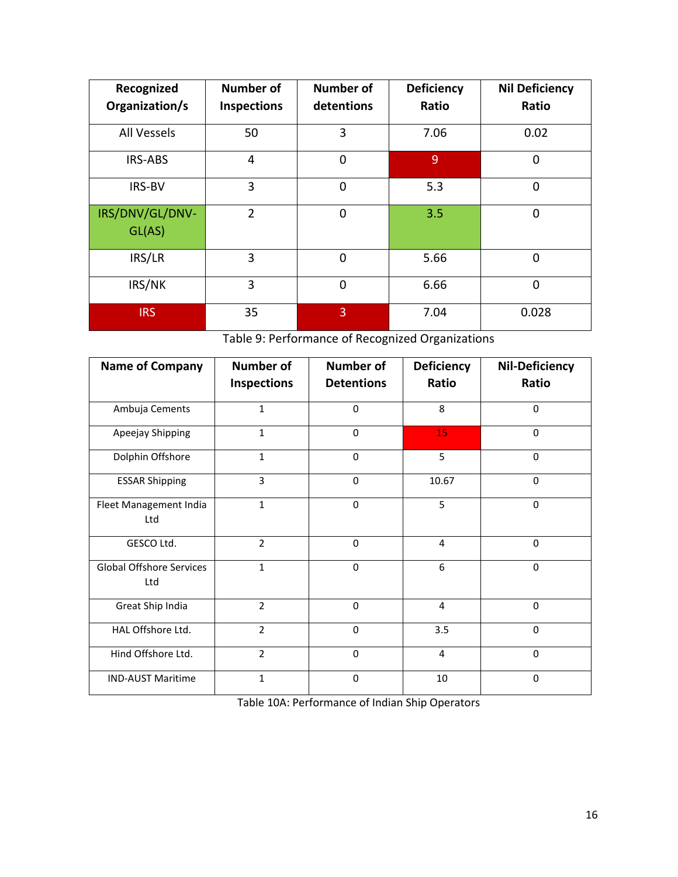| Recognized Organization/s | Number of Inspections | Number of detentions | Deficiency Ratio | Nil Deficiency Ratio |
|---|---|---|---|---|
| All Vessels | 50 | 3 | 7.06 | 0.02 |
| IRS-ABS | 4 | 0 | 9 | 0 |
| IRS-BV | 3 | 0 | 5.3 | 0 |
| IRS/DNV/GL/DNV-GL(AS) | 2 | 0 | 3.5 | 0 |
| IRS/LR | 3 | 0 | 5.66 | 0 |
| IRS/NK | 3 | 0 | 6.66 | 0 |
| IRS | 35 | 3 | 7.04 | 0.028 |

Table 9: Performance of Recognized Organizations

| Name of Company | Number of Inspections | Number of Detentions | Deficiency Ratio | Nil-Deficiency Ratio |
|---|---|---|---|---|
| Ambuja Cements | 1 | 0 | 8 | 0 |
| Apeejay Shipping | 1 | 0 | 15 | 0 |
| Dolphin Offshore | 1 | 0 | 5 | 0 |
| ESSAR Shipping | 3 | 0 | 10.67 | 0 |
| Fleet Management India Ltd | 1 | 0 | 5 | 0 |
| GESCO Ltd. | 2 | 0 | 4 | 0 |
| Global Offshore Services Ltd | 1 | 0 | 6 | 0 |
| Great Ship India | 2 | 0 | 4 | 0 |
| HAL Offshore Ltd. | 2 | 0 | 3.5 | 0 |
| Hind Offshore Ltd. | 2 | 0 | 4 | 0 |
| IND-AUST Maritime | 1 | 0 | 10 | 0 |

Table 10A: Performance of Indian Ship Operators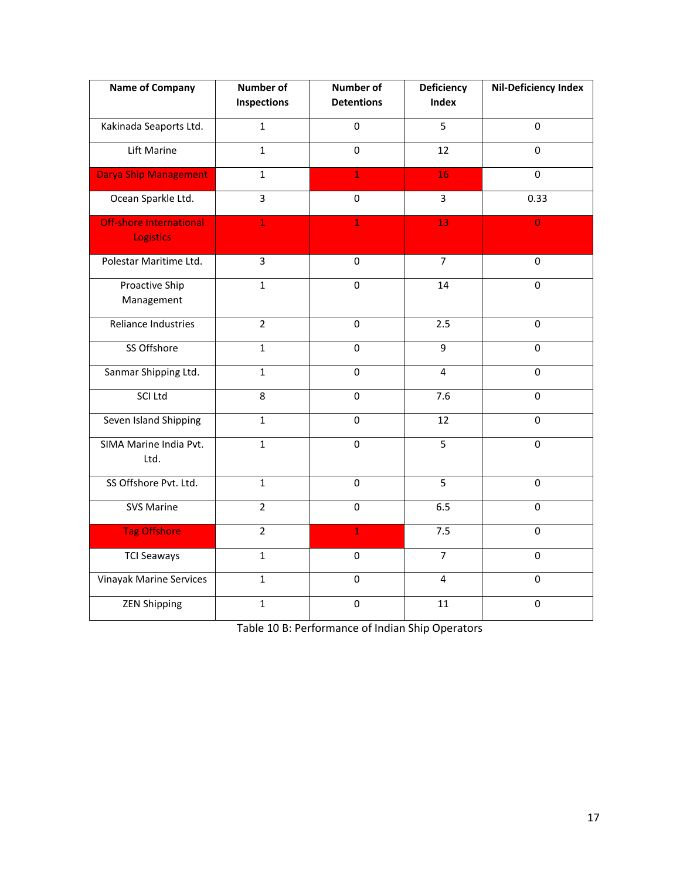| Name of Company | Number of Inspections | Number of Detentions | Deficiency Index | Nil-Deficiency Index |
|---|---|---|---|---|
| Kakinada Seaports Ltd. | 1 | 0 | 5 | 0 |
| Lift Marine | 1 | 0 | 12 | 0 |
| Darya Ship Management | 1 | 1 | 16 | 0 |
| Ocean Sparkle Ltd. | 3 | 0 | 3 | 0.33 |
| Off-shore International Logistics | 1 | 1 | 13 | 0 |
| Polestar Maritime Ltd. | 3 | 0 | 7 | 0 |
| Proactive Ship Management | 1 | 0 | 14 | 0 |
| Reliance Industries | 2 | 0 | 2.5 | 0 |
| SS Offshore | 1 | 0 | 9 | 0 |
| Sanmar Shipping Ltd. | 1 | 0 | 4 | 0 |
| SCI Ltd | 8 | 0 | 7.6 | 0 |
| Seven Island Shipping | 1 | 0 | 12 | 0 |
| SIMA Marine India Pvt. Ltd. | 1 | 0 | 5 | 0 |
| SS Offshore Pvt. Ltd. | 1 | 0 | 5 | 0 |
| SVS Marine | 2 | 0 | 6.5 | 0 |
| Tag Offshore | 2 | 1 | 7.5 | 0 |
| TCI Seaways | 1 | 0 | 7 | 0 |
| Vinayak Marine Services | 1 | 0 | 4 | 0 |
| ZEN Shipping | 1 | 0 | 11 | 0 |

Table 10 B: Performance of Indian Ship Operators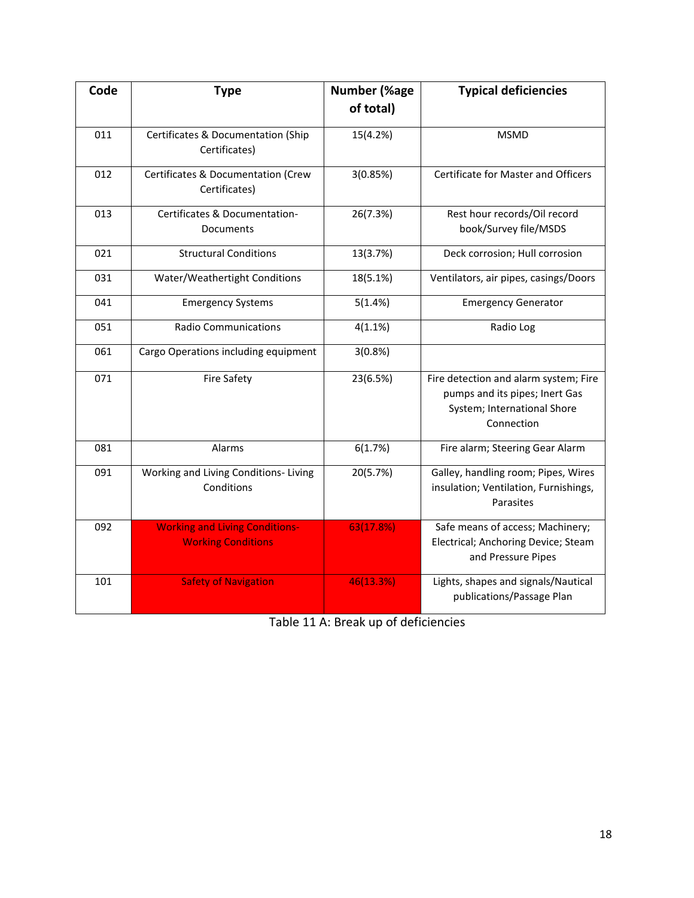| Code | Type | Number (%age of total) | Typical deficiencies |
|---|---|---|---|
| 011 | Certificates & Documentation (Ship Certificates) | 15(4.2%) | MSMD |
| 012 | Certificates & Documentation (Crew Certificates) | 3(0.85%) | Certificate for Master and Officers |
| 013 | Certificates & Documentation- Documents | 26(7.3%) | Rest hour records/Oil record book/Survey file/MSDS |
| 021 | Structural Conditions | 13(3.7%) | Deck corrosion; Hull corrosion |
| 031 | Water/Weathertight Conditions | 18(5.1%) | Ventilators, air pipes, casings/Doors |
| 041 | Emergency Systems | 5(1.4%) | Emergency Generator |
| 051 | Radio Communications | 4(1.1%) | Radio Log |
| 061 | Cargo Operations including equipment | 3(0.8%) | |
| 071 | Fire Safety | 23(6.5%) | Fire detection and alarm system; Fire pumps and its pipes; Inert Gas System; International Shore Connection |
| 081 | Alarms | 6(1.7%) | Fire alarm; Steering Gear Alarm |
| 091 | Working and Living Conditions- Living Conditions | 20(5.7%) | Galley, handling room; Pipes, Wires insulation; Ventilation, Furnishings, Parasites |
| 092 | Working and Living Conditions- Working Conditions | 63(17.8%) | Safe means of access; Machinery; Electrical; Anchoring Device; Steam and Pressure Pipes |
| 101 | Safety of Navigation | 46(13.3%) | Lights, shapes and signals/Nautical publications/Passage Plan |

Table 11 A: Break up of deficiencies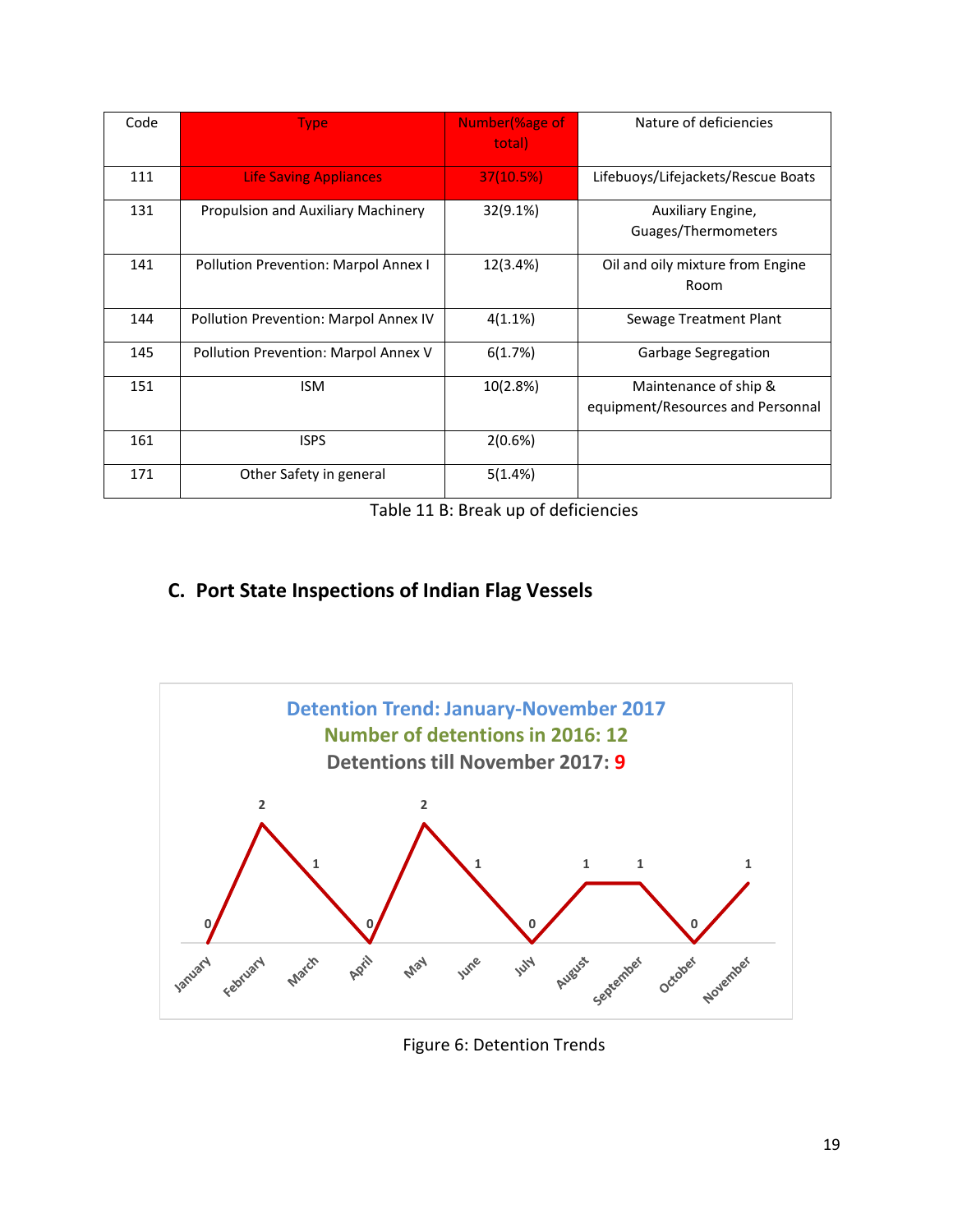| Code | Type | Number(%age of total) | Nature of deficiencies |
|---|---|---|---|
| 111 | Life Saving Appliances | 37(10.5%) | Lifebuoys/Lifejackets/Rescue Boats |
| 131 | Propulsion and Auxiliary Machinery | 32(9.1%) | Auxiliary Engine, Guages/Thermometers |
| 141 | Pollution Prevention: Marpol Annex I | 12(3.4%) | Oil and oily mixture from Engine Room |
| 144 | Pollution Prevention: Marpol Annex IV | 4(1.1%) | Sewage Treatment Plant |
| 145 | Pollution Prevention: Marpol Annex V | 6(1.7%) | Garbage Segregation |
| 151 | ISM | 10(2.8%) | Maintenance of ship & equipment/Resources and Personnal |
| 161 | ISPS | 2(0.6%) | |
| 171 | Other Safety in general | 5(1.4%) | |

Table 11 B: Break up of deficiencies

## C. Port State Inspections of Indian Flag Vessels

Detention Trend: January-November 2017

Number of detentions in 2016: 12

Detentions till November 2017: 9

0 2 1 0 2 1 0 1 1 0 1

January February March April May June July August September October November

Figure 6: Detention Trends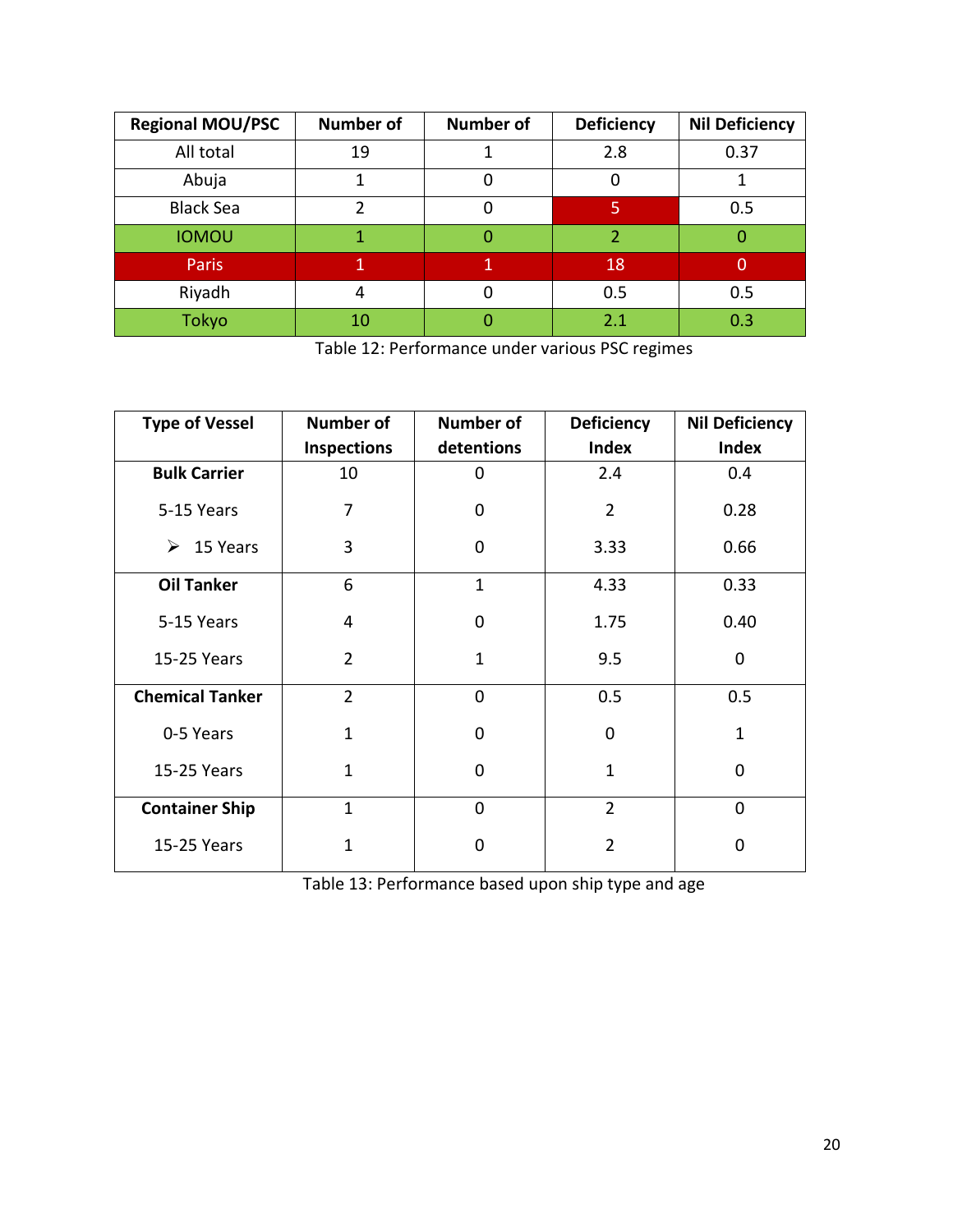| Regional MOU/PSC | Number of | Number of | Deficiency | Nil Deficiency |
|---|---|---|---|---|
| All total | 19 | 1 | 2.8 | 0.37 |
| Abuja | 1 | 0 | 0 | 1 |
| Black Sea | 2 | 0 | 5 | 0.5 |
| IOMOU | 1 | 0 | 2 | 0 |
| Paris | 1 | 1 | 18 | 0 |
| Riyadh | 4 | 0 | 0.5 | 0.5 |
| Tokyo | 10 | 0 | 2.1 | 0.3 |

Table 12: Performance under various PSC regimes

| Type of Vessel | Number of Inspections | Number of detentions | Deficiency Index | Nil Deficiency Index |
|---|---|---|---|---|
| **Bulk Carrier** | 10 | 0 | 2.4 | 0.4 |
| 5-15 Years | 7 | 0 | 2 | 0.28 |
| ➢ 15 Years | 3 | 0 | 3.33 | 0.66 |
| **Oil Tanker** | 6 | 1 | 4.33 | 0.33 |
| 5-15 Years | 4 | 0 | 1.75 | 0.40 |
| 15-25 Years | 2 | 1 | 9.5 | 0 |
| **Chemical Tanker** | 2 | 0 | 0.5 | 0.5 |
| 0-5 Years | 1 | 0 | 0 | 1 |
| 15-25 Years | 1 | 0 | 1 | 0 |
| **Container Ship** | 1 | 0 | 2 | 0 |
| 15-25 Years | 1 | 0 | 2 | 0 |

Table 13: Performance based upon ship type and age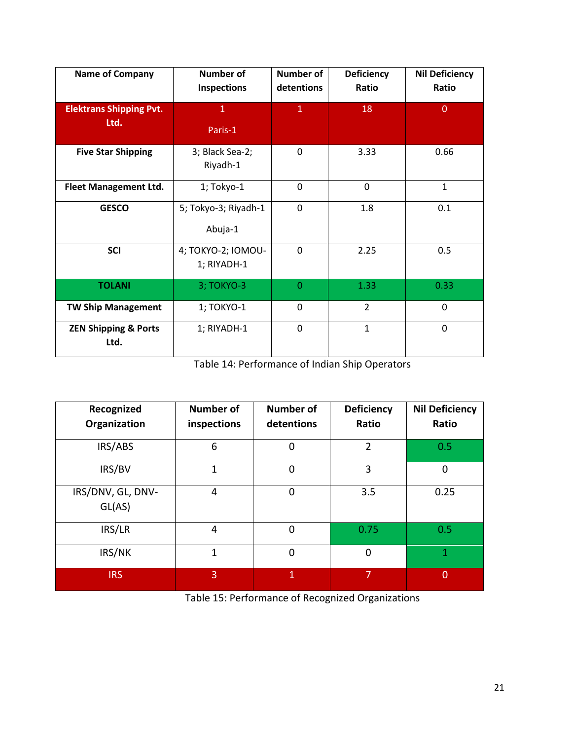| Name of Company | Number of Inspections | Number of detentions | Deficiency Ratio | Nil Deficiency Ratio |
|---|---|---|---|---|
| **Elektrans Shipping Pvt. Ltd.** | 1 Paris-1 | 1 | 18 | 0 |
| **Five Star Shipping** | 3; Black Sea-2; Riyadh-1 | 0 | 3.33 | 0.66 |
| **Fleet Management Ltd.** | 1; Tokyo-1 | 0 | 0 | 1 |
| **GESCO** | 5; Tokyo-3; Riyadh-1 Abuja-1 | 0 | 1.8 | 0.1 |
| **SCI** | 4; TOKYO-2; IOMOU-1; RIYADH-1 | 0 | 2.25 | 0.5 |
| **TOLANI** | 3; TOKYO-3 | 0 | 1.33 | 0.33 |
| **TW Ship Management** | 1; TOKYO-1 | 0 | 2 | 0 |
| **ZEN Shipping & Ports Ltd.** | 1; RIYADH-1 | 0 | 1 | 0 |

Table 14: Performance of Indian Ship Operators

| Recognized Organization | Number of inspections | Number of detentions | Deficiency Ratio | Nil Deficiency Ratio |
|---|---|---|---|---|
| IRS/ABS | 6 | 0 | 2 | 0.5 |
| IRS/BV | 1 | 0 | 3 | 0 |
| IRS/DNV, GL, DNV-GL(AS) | 4 | 0 | 3.5 | 0.25 |
| IRS/LR | 4 | 0 | 0.75 | 0.5 |
| IRS/NK | 1 | 0 | 0 | 1 |
| IRS | 3 | 1 | 7 | 0 |

Table 15: Performance of Recognized Organizations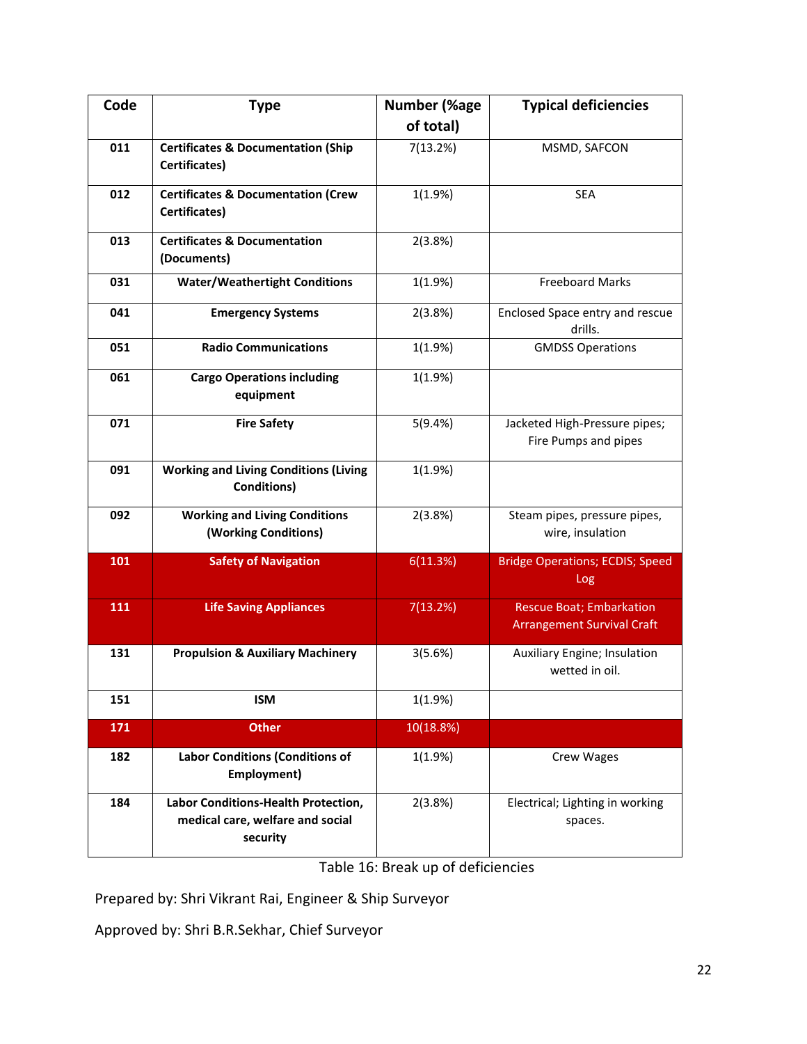| Code | Type | Number (%age of total) | Typical deficiencies |
|---|---|---|---|
| 011 | Certificates & Documentation (Ship Certificates) | 7(13.2%) | MSMD, SAFCON |
| 012 | Certificates & Documentation (Crew Certificates) | 1(1.9%) | SEA |
| 013 | Certificates & Documentation (Documents) | 2(3.8%) | |
| 031 | Water/Weathertight Conditions | 1(1.9%) | Freeboard Marks |
| 041 | Emergency Systems | 2(3.8%) | Enclosed Space entry and rescue drills. |
| 051 | Radio Communications | 1(1.9%) | GMDSS Operations |
| 061 | Cargo Operations including equipment | 1(1.9%) | |
| 071 | Fire Safety | 5(9.4%) | Jacketed High-Pressure pipes; Fire Pumps and pipes |
| 091 | Working and Living Conditions (Living Conditions) | 1(1.9%) | |
| 092 | Working and Living Conditions (Working Conditions) | 2(3.8%) | Steam pipes, pressure pipes, wire, insulation |
| 101 | Safety of Navigation | 6(11.3%) | Bridge Operations; ECDIS; Speed Log |
| 111 | Life Saving Appliances | 7(13.2%) | Rescue Boat; Embarkation Arrangement Survival Craft |
| 131 | Propulsion & Auxiliary Machinery | 3(5.6%) | Auxiliary Engine; Insulation wetted in oil. |
| 151 | ISM | 1(1.9%) | |
| 171 | Other | 10(18.8%) | |
| 182 | Labor Conditions (Conditions of Employment) | 1(1.9%) | Crew Wages |
| 184 | Labor Conditions-Health Protection, medical care, welfare and social security | 2(3.8%) | Electrical; Lighting in working spaces. |

Table 16: Break up of deficiencies

Prepared by: Shri Vikrant Rai, Engineer & Ship Surveyor

Approved by: Shri B.R.Sekhar, Chief Surveyor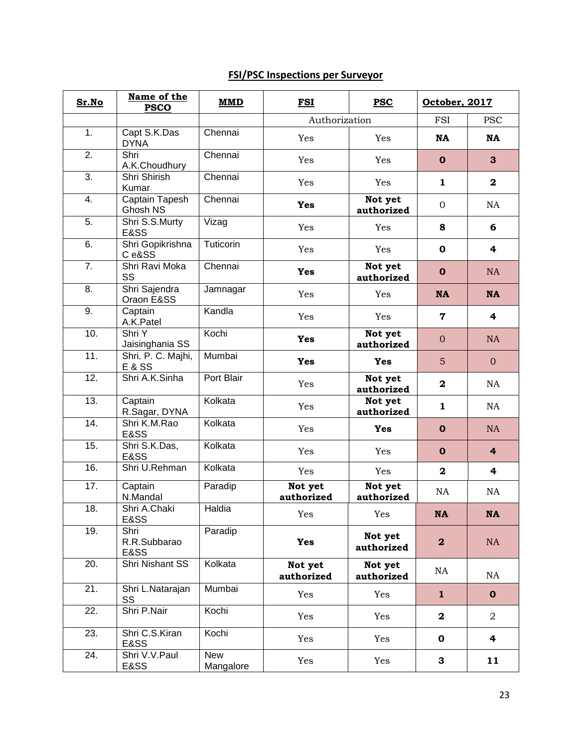## FSI/PSC Inspections per Surveyor

| Sr.No | Name of the PSCO | MMD | FSI | PSC | October, 2017 | |
|---|---|---|---|---|---|---|
| | | | Authorization | | FSI | PSC |
| 1. | Capt S.K.Das DYNA | Chennai | Yes | Yes | **NA** | **NA** |
| 2. | Shri A.K.Choudhury | Chennai | Yes | Yes | **0** | **3** |
| 3. | Shri Shirish Kumar | Chennai | Yes | Yes | **1** | **2** |
| 4. | Captain Tapesh Ghosh NS | Chennai | **Yes** | **Not yet authorized** | 0 | NA |
| 5. | Shri S.S.Murty E&SS | Vizag | Yes | Yes | **8** | **6** |
| 6. | Shri Gopikrishna C e&SS | Tuticorin | Yes | Yes | **0** | **4** |
| 7. | Shri Ravi Moka SS | Chennai | **Yes** | **Not yet authorized** | **0** | NA |
| 8. | Shri Sajendra Oraon E&SS | Jamnagar | Yes | Yes | **NA** | **NA** |
| 9. | Captain A.K.Patel | Kandla | Yes | Yes | **7** | **4** |
| 10. | Shri Y Jaisinghania SS | Kochi | **Yes** | **Not yet authorized** | 0 | NA |
| 11. | Shri. P. C. Majhi, E & SS | Mumbai | **Yes** | **Yes** | 5 | 0 |
| 12. | Shri A.K.Sinha | Port Blair | Yes | **Not yet authorized** | **2** | NA |
| 13. | Captain R.Sagar, DYNA | Kolkata | Yes | **Not yet authorized** | **1** | NA |
| 14. | Shri K.M.Rao E&SS | Kolkata | Yes | **Yes** | **0** | NA |
| 15. | Shri S.K.Das, E&SS | Kolkata | Yes | Yes | **0** | **4** |
| 16. | Shri U.Rehman | Kolkata | Yes | Yes | **2** | **4** |
| 17. | Captain N.Mandal | Paradip | **Not yet authorized** | **Not yet authorized** | NA | NA |
| 18. | Shri A.Chaki E&SS | Haldia | Yes | Yes | **NA** | **NA** |
| 19. | Shri R.R.Subbarao E&SS | Paradip | **Yes** | **Not yet authorized** | **2** | NA |
| 20. | Shri Nishant SS | Kolkata | **Not yet authorized** | **Not yet authorized** | NA | NA |
| 21. | Shri L.Natarajan SS | Mumbai | Yes | Yes | **1** | **0** |
| 22. | Shri P.Nair | Kochi | Yes | Yes | **2** | 2 |
| 23. | Shri C.S.Kiran E&SS | Kochi | Yes | Yes | **0** | **4** |
| 24. | Shri V.V.Paul E&SS | New Mangalore | Yes | Yes | **3** | **11** |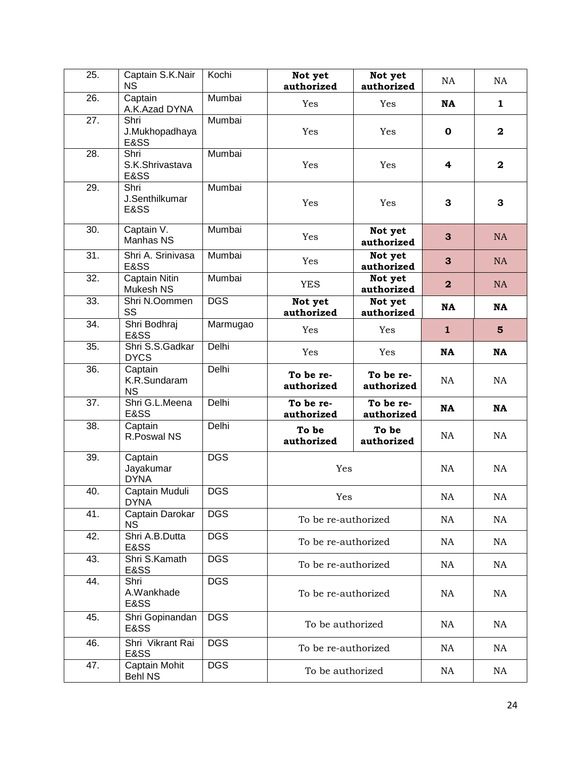| | | | | | | |
|---|---|---|---|---|---|---|
| 25. | Captain S.K.Nair NS | Kochi | **Not yet authorized** | **Not yet authorized** | NA | NA |
| 26. | Captain A.K.Azad DYNA | Mumbai | Yes | Yes | **NA** | **1** |
| 27. | Shri J.Mukhopadhaya E&SS | Mumbai | Yes | Yes | **0** | **2** |
| 28. | Shri S.K.Shrivastava E&SS | Mumbai | Yes | Yes | **4** | **2** |
| 29. | Shri J.Senthilkumar E&SS | Mumbai | Yes | Yes | **3** | **3** |
| 30. | Captain V. Manhas NS | Mumbai | Yes | **Not yet authorized** | **3** | NA |
| 31. | Shri A. Srinivasa E&SS | Mumbai | Yes | **Not yet authorized** | **3** | NA |
| 32. | Captain Nitin Mukesh NS | Mumbai | YES | **Not yet authorized** | **2** | NA |
| 33. | Shri N.Oommen SS | DGS | **Not yet authorized** | **Not yet authorized** | **NA** | **NA** |
| 34. | Shri Bodhraj E&SS | Marmugao | Yes | Yes | **1** | **5** |
| 35. | Shri S.S.Gadkar DYCS | Delhi | Yes | Yes | **NA** | **NA** |
| 36. | Captain K.R.Sundaram NS | Delhi | **To be re-authorized** | **To be re-authorized** | NA | NA |
| 37. | Shri G.L.Meena E&SS | Delhi | **To be re-authorized** | **To be re-authorized** | **NA** | **NA** |
| 38. | Captain R.Poswal NS | Delhi | **To be authorized** | **To be authorized** | NA | NA |
| 39. | Captain Jayakumar DYNA | DGS | Yes | | NA | NA |
| 40. | Captain Muduli DYNA | DGS | Yes | | NA | NA |
| 41. | Captain Darokar NS | DGS | To be re-authorized | | NA | NA |
| 42. | Shri A.B.Dutta E&SS | DGS | To be re-authorized | | NA | NA |
| 43. | Shri S.Kamath E&SS | DGS | To be re-authorized | | NA | NA |
| 44. | Shri A.Wankhade E&SS | DGS | To be re-authorized | | NA | NA |
| 45. | Shri Gopinandan E&SS | DGS | To be authorized | | NA | NA |
| 46. | Shri Vikrant Rai E&SS | DGS | To be re-authorized | | NA | NA |
| 47. | Captain Mohit Behl NS | DGS | To be authorized | | NA | NA |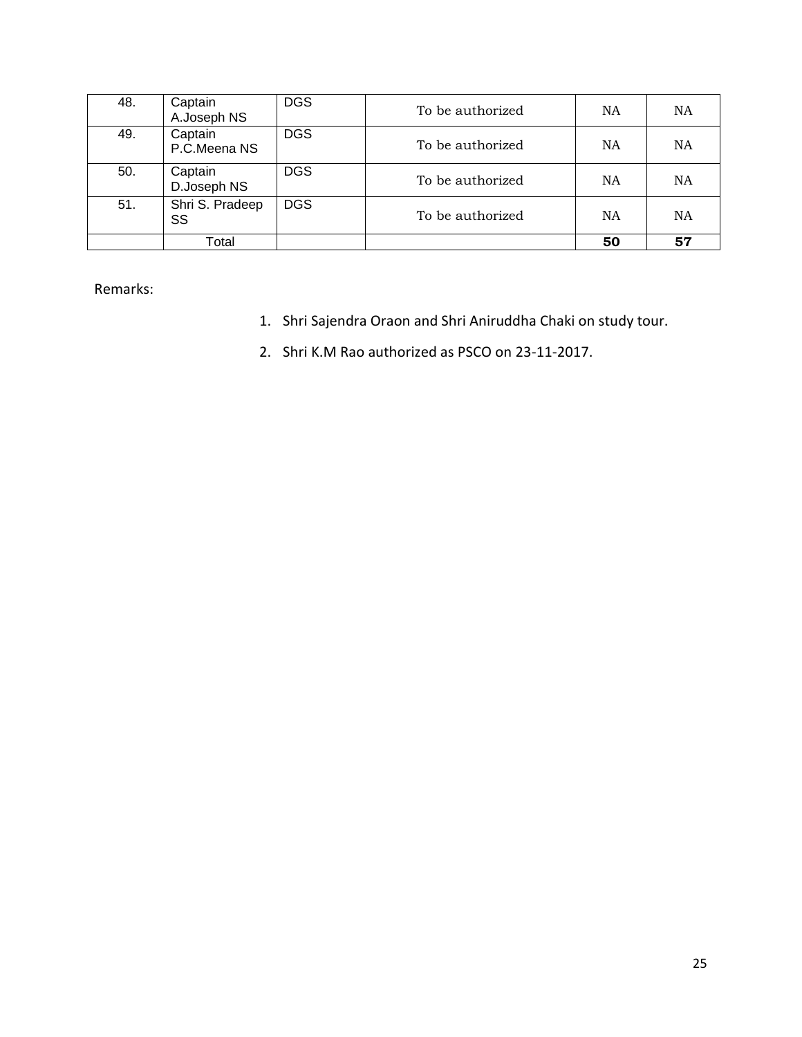| | | | | | |
|---|---|---|---|---|---|
| 48. | Captain A.Joseph NS | DGS | To be authorized | NA | NA |
| 49. | Captain P.C.Meena NS | DGS | To be authorized | NA | NA |
| 50. | Captain D.Joseph NS | DGS | To be authorized | NA | NA |
| 51. | Shri S. Pradeep SS | DGS | To be authorized | NA | NA |
| | Total | | | **50** | **57** |

Remarks:

1. Shri Sajendra Oraon and Shri Aniruddha Chaki on study tour.
2. Shri K.M Rao authorized as PSCO on 23-11-2017.